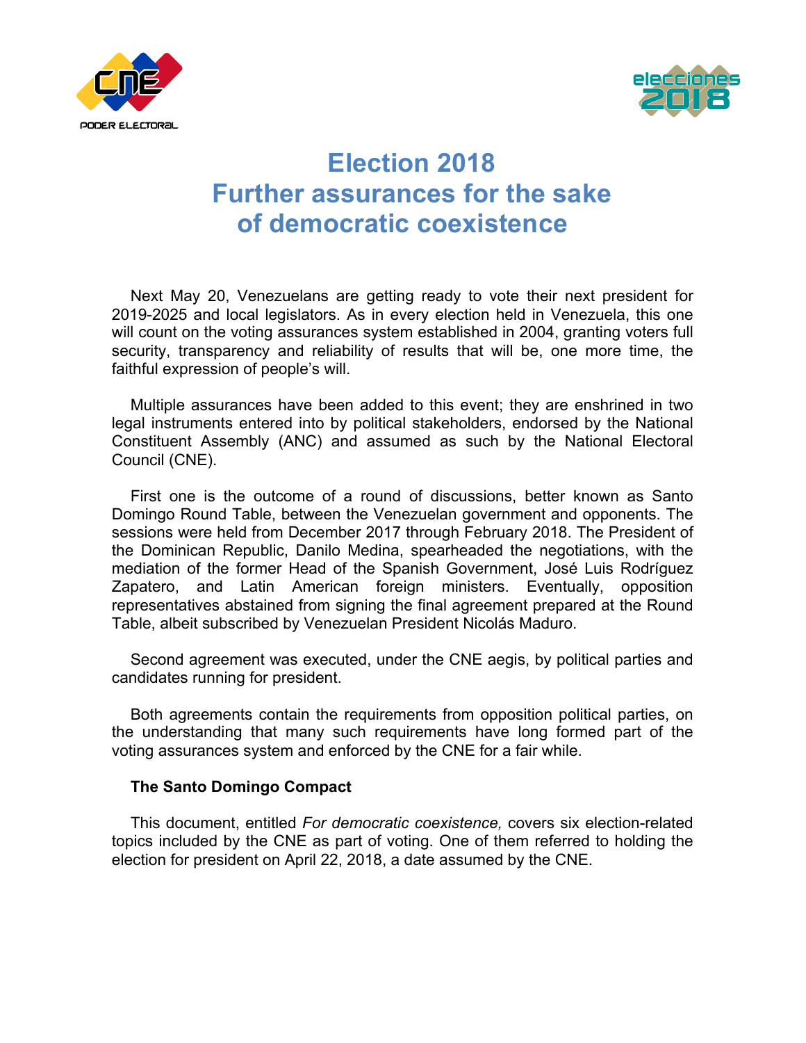# Election 2018
# Further assurances for the sake of democratic coexistence

Next May 20, Venezuelans are getting ready to vote their next president for 2019-2025 and local legislators. As in every election held in Venezuela, this one will count on the voting assurances system established in 2004, granting voters full security, transparency and reliability of results that will be, one more time, the faithful expression of people's will.

Multiple assurances have been added to this event; they are enshrined in two legal instruments entered into by political stakeholders, endorsed by the National Constituent Assembly (ANC) and assumed as such by the National Electoral Council (CNE).

First one is the outcome of a round of discussions, better known as Santo Domingo Round Table, between the Venezuelan government and opponents. The sessions were held from December 2017 through February 2018. The President of the Dominican Republic, Danilo Medina, spearheaded the negotiations, with the mediation of the former Head of the Spanish Government, José Luis Rodríguez Zapatero, and Latin American foreign ministers. Eventually, opposition representatives abstained from signing the final agreement prepared at the Round Table, albeit subscribed by Venezuelan President Nicolás Maduro.

Second agreement was executed, under the CNE aegis, by political parties and candidates running for president.

Both agreements contain the requirements from opposition political parties, on the understanding that many such requirements have long formed part of the voting assurances system and enforced by the CNE for a fair while.

**The Santo Domingo Compact**

This document, entitled *For democratic coexistence,* covers six election-related topics included by the CNE as part of voting. One of them referred to holding the election for president on April 22, 2018, a date assumed by the CNE.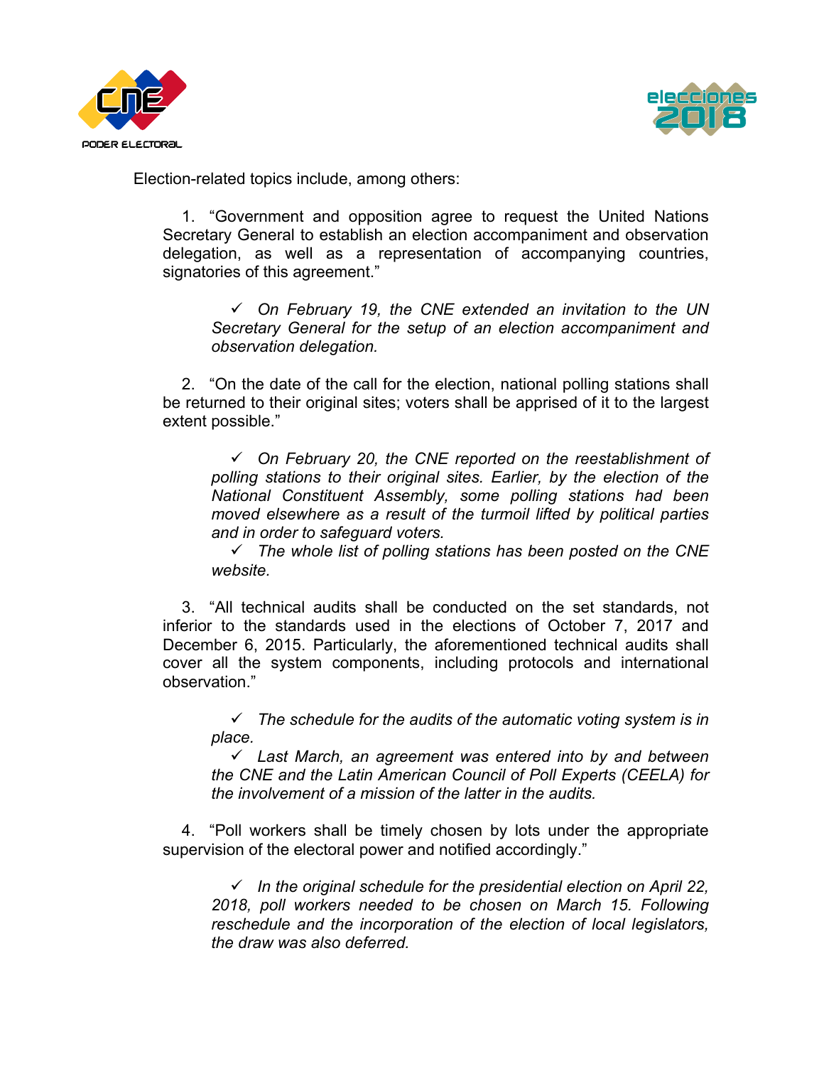Election-related topics include, among others:

1. "Government and opposition agree to request the United Nations Secretary General to establish an election accompaniment and observation delegation, as well as a representation of accompanying countries, signatories of this agreement."

    - ✓ *On February 19, the CNE extended an invitation to the UN Secretary General for the setup of an election accompaniment and observation delegation.*

2. "On the date of the call for the election, national polling stations shall be returned to their original sites; voters shall be apprised of it to the largest extent possible."

    - ✓ *On February 20, the CNE reported on the reestablishment of polling stations to their original sites. Earlier, by the election of the National Constituent Assembly, some polling stations had been moved elsewhere as a result of the turmoil lifted by political parties and in order to safeguard voters.*
    - ✓ *The whole list of polling stations has been posted on the CNE website.*

3. "All technical audits shall be conducted on the set standards, not inferior to the standards used in the elections of October 7, 2017 and December 6, 2015. Particularly, the aforementioned technical audits shall cover all the system components, including protocols and international observation."

    - ✓ *The schedule for the audits of the automatic voting system is in place.*
    - ✓ *Last March, an agreement was entered into by and between the CNE and the Latin American Council of Poll Experts (CEELA) for the involvement of a mission of the latter in the audits.*

4. "Poll workers shall be timely chosen by lots under the appropriate supervision of the electoral power and notified accordingly."

    - ✓ *In the original schedule for the presidential election on April 22, 2018, poll workers needed to be chosen on March 15. Following reschedule and the incorporation of the election of local legislators, the draw was also deferred.*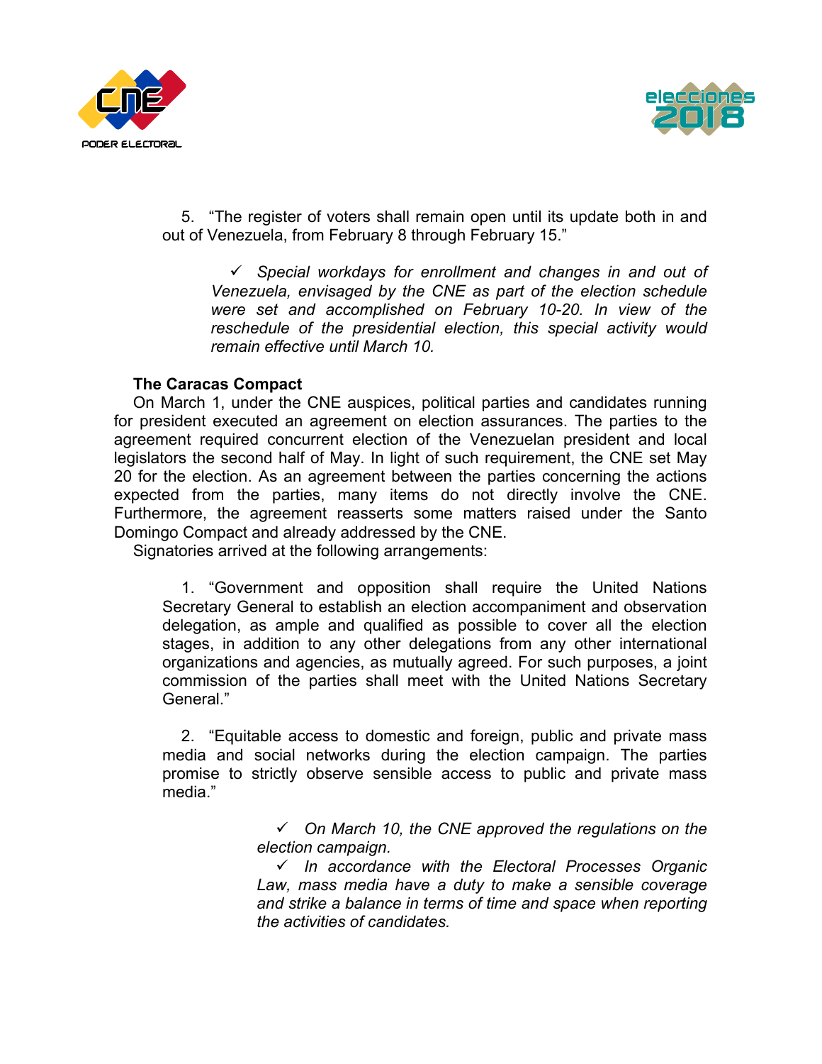5. “The register of voters shall remain open until its update both in and out of Venezuela, from February 8 through February 15.”

- ✓ *Special workdays for enrollment and changes in and out of Venezuela, envisaged by the CNE as part of the election schedule were set and accomplished on February 10-20. In view of the reschedule of the presidential election, this special activity would remain effective until March 10.*

**The Caracas Compact**

On March 1, under the CNE auspices, political parties and candidates running for president executed an agreement on election assurances. The parties to the agreement required concurrent election of the Venezuelan president and local legislators the second half of May. In light of such requirement, the CNE set May 20 for the election. As an agreement between the parties concerning the actions expected from the parties, many items do not directly involve the CNE. Furthermore, the agreement reasserts some matters raised under the Santo Domingo Compact and already addressed by the CNE.

Signatories arrived at the following arrangements:

1. “Government and opposition shall require the United Nations Secretary General to establish an election accompaniment and observation delegation, as ample and qualified as possible to cover all the election stages, in addition to any other delegations from any other international organizations and agencies, as mutually agreed. For such purposes, a joint commission of the parties shall meet with the United Nations Secretary General.”

2. “Equitable access to domestic and foreign, public and private mass media and social networks during the election campaign. The parties promise to strictly observe sensible access to public and private mass media.”

- ✓ *On March 10, the CNE approved the regulations on the election campaign.*
- ✓ *In accordance with the Electoral Processes Organic Law, mass media have a duty to make a sensible coverage and strike a balance in terms of time and space when reporting the activities of candidates.*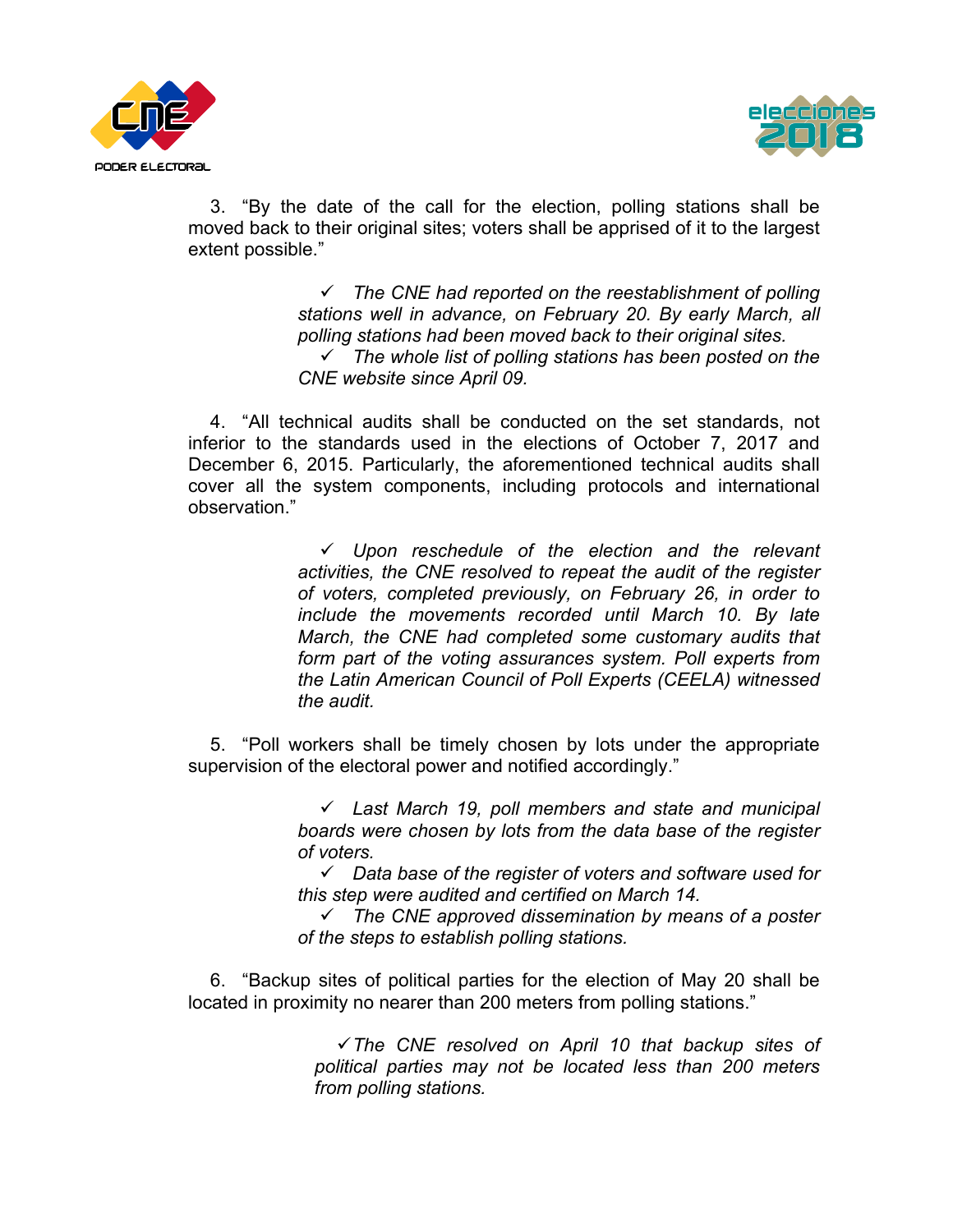3. "By the date of the call for the election, polling stations shall be moved back to their original sites; voters shall be apprised of it to the largest extent possible."

> ✓ *The CNE had reported on the reestablishment of polling stations well in advance, on February 20. By early March, all polling stations had been moved back to their original sites.*
>
> ✓ *The whole list of polling stations has been posted on the CNE website since April 09.*

4. "All technical audits shall be conducted on the set standards, not inferior to the standards used in the elections of October 7, 2017 and December 6, 2015. Particularly, the aforementioned technical audits shall cover all the system components, including protocols and international observation."

> ✓ *Upon reschedule of the election and the relevant activities, the CNE resolved to repeat the audit of the register of voters, completed previously, on February 26, in order to include the movements recorded until March 10. By late March, the CNE had completed some customary audits that form part of the voting assurances system. Poll experts from the Latin American Council of Poll Experts (CEELA) witnessed the audit.*

5. "Poll workers shall be timely chosen by lots under the appropriate supervision of the electoral power and notified accordingly."

> ✓ *Last March 19, poll members and state and municipal boards were chosen by lots from the data base of the register of voters.*
>
> ✓ *Data base of the register of voters and software used for this step were audited and certified on March 14.*
>
> ✓ *The CNE approved dissemination by means of a poster of the steps to establish polling stations.*

6. "Backup sites of political parties for the election of May 20 shall be located in proximity no nearer than 200 meters from polling stations."

> ✓ *The CNE resolved on April 10 that backup sites of political parties may not be located less than 200 meters from polling stations.*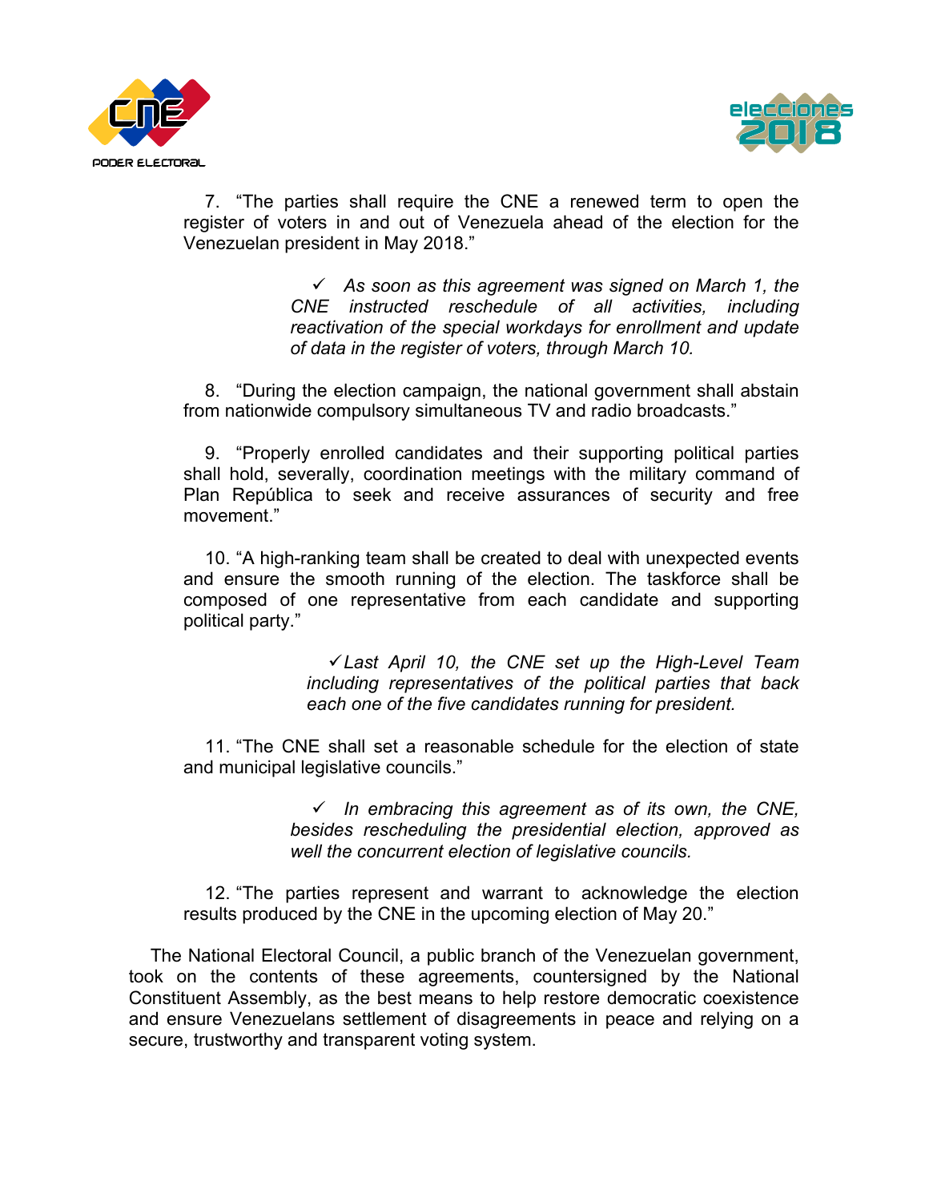7. "The parties shall require the CNE a renewed term to open the register of voters in and out of Venezuela ahead of the election for the Venezuelan president in May 2018."

> ✓ *As soon as this agreement was signed on March 1, the CNE instructed reschedule of all activities, including reactivation of the special workdays for enrollment and update of data in the register of voters, through March 10.*

8. "During the election campaign, the national government shall abstain from nationwide compulsory simultaneous TV and radio broadcasts."

9. "Properly enrolled candidates and their supporting political parties shall hold, severally, coordination meetings with the military command of Plan República to seek and receive assurances of security and free movement."

10. "A high-ranking team shall be created to deal with unexpected events and ensure the smooth running of the election. The taskforce shall be composed of one representative from each candidate and supporting political party."

> ✓ *Last April 10, the CNE set up the High-Level Team including representatives of the political parties that back each one of the five candidates running for president.*

11. "The CNE shall set a reasonable schedule for the election of state and municipal legislative councils."

> ✓ *In embracing this agreement as of its own, the CNE, besides rescheduling the presidential election, approved as well the concurrent election of legislative councils.*

12. "The parties represent and warrant to acknowledge the election results produced by the CNE in the upcoming election of May 20."

The National Electoral Council, a public branch of the Venezuelan government, took on the contents of these agreements, countersigned by the National Constituent Assembly, as the best means to help restore democratic coexistence and ensure Venezuelans settlement of disagreements in peace and relying on a secure, trustworthy and transparent voting system.